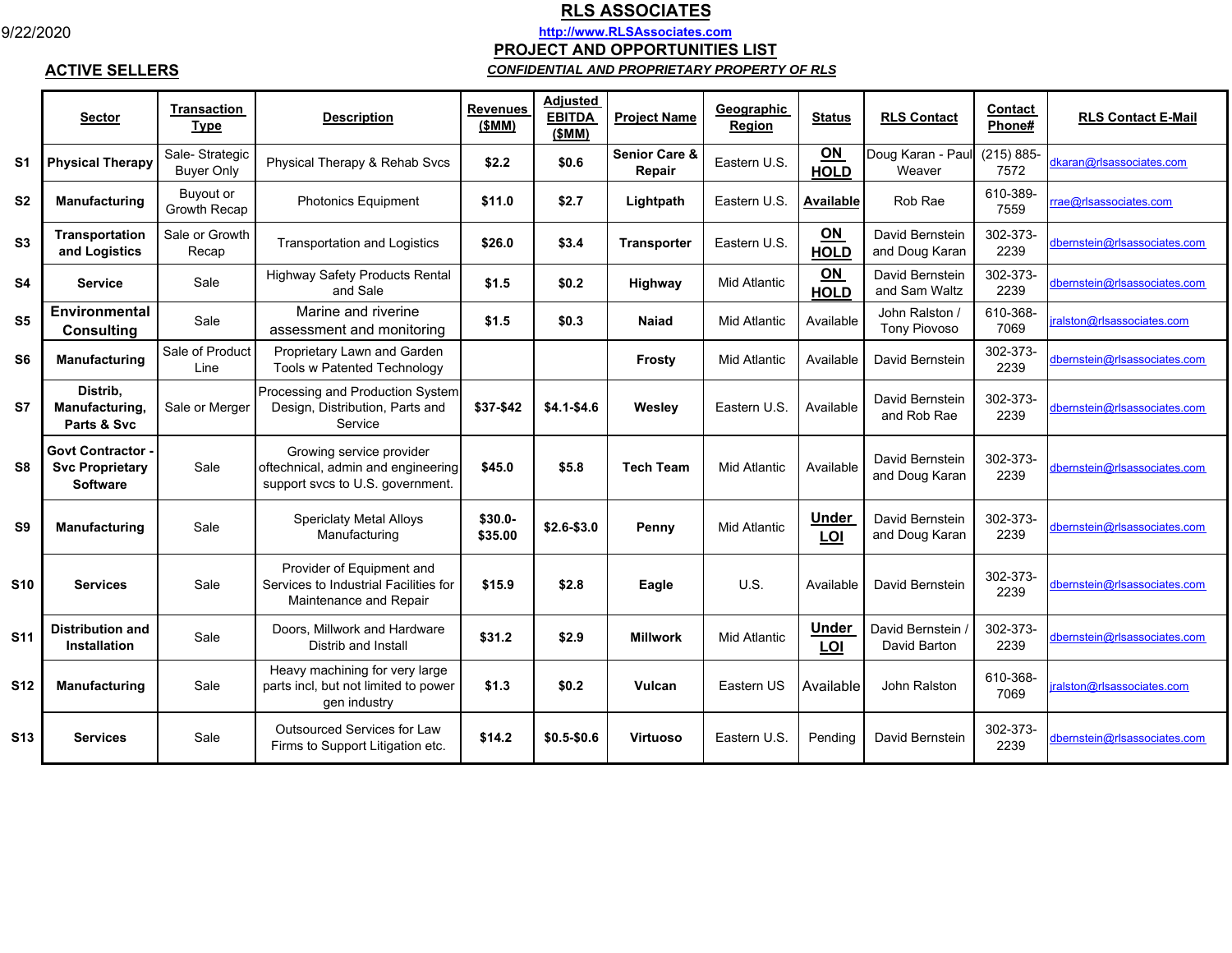9/22/2020

# RLS ASSOCIATES

http://www.RLSAssociates.com

## PROJECT AND OPPORTUNITIES LIST

***CONFIDENTIAL AND PROPRIETARY PROPERTY OF RLS***

## ACTIVE SELLERS

| | Sector | Transaction Type | Description | Revenues ($MM) | Adjusted EBITDA ($MM) | Project Name | Geographic Region | Status | RLS Contact | Contact Phone# | RLS Contact E-Mail |
|---|---|---|---|---|---|---|---|---|---|---|---|
| S1 | **Physical Therapy** | Sale- Strategic Buyer Only | Physical Therapy & Rehab Svcs | **$2.2** | **$0.6** | **Senior Care & Repair** | Eastern U.S. | **ON HOLD** | Doug Karan - Paul Weaver | (215) 885-7572 | dkaran@rlsassociates.com |
| S2 | **Manufacturing** | Buyout or Growth Recap | Photonics Equipment | **$11.0** | **$2.7** | **Lightpath** | Eastern U.S. | **Available** | Rob Rae | 610-389-7559 | rrae@rlsassociates.com |
| S3 | **Transportation and Logistics** | Sale or Growth Recap | Transportation and Logistics | **$26.0** | **$3.4** | **Transporter** | Eastern U.S. | **ON HOLD** | David Bernstein and Doug Karan | 302-373-2239 | dbernstein@rlsassociates.com |
| S4 | **Service** | Sale | Highway Safety Products Rental and Sale | **$1.5** | **$0.2** | **Highway** | Mid Atlantic | **ON HOLD** | David Bernstein and Sam Waltz | 302-373-2239 | dbernstein@rlsassociates.com |
| S5 | **Environmental Consulting** | Sale | Marine and riverine assessment and monitoring | **$1.5** | **$0.3** | **Naiad** | Mid Atlantic | Available | John Ralston / Tony Piovoso | 610-368-7069 | jralston@rlsassociates.com |
| S6 | **Manufacturing** | Sale of Product Line | Proprietary Lawn and Garden Tools w Patented Technology | | | **Frosty** | Mid Atlantic | Available | David Bernstein | 302-373-2239 | dbernstein@rlsassociates.com |
| S7 | **Distrib, Manufacturing, Parts & Svc** | Sale or Merger | Processing and Production System Design, Distribution, Parts and Service | **$37-$42** | **$4.1-$4.6** | **Wesley** | Eastern U.S. | Available | David Bernstein and Rob Rae | 302-373-2239 | dbernstein@rlsassociates.com |
| S8 | **Govt Contractor - Svc Proprietary Software** | Sale | Growing service provider oftechnical, admin and engineering support svcs to U.S. government. | **$45.0** | **$5.8** | **Tech Team** | Mid Atlantic | Available | David Bernstein and Doug Karan | 302-373-2239 | dbernstein@rlsassociates.com |
| S9 | **Manufacturing** | Sale | Specriclaty Metal Alloys Manufacturing | **$30.0-$35.00** | **$2.6-$3.0** | **Penny** | Mid Atlantic | **Under LOI** | David Bernstein and Doug Karan | 302-373-2239 | dbernstein@rlsassociates.com |
| S10 | **Services** | Sale | Provider of Equipment and Services to Industrial Facilities for Maintenance and Repair | **$15.9** | **$2.8** | **Eagle** | U.S. | Available | David Bernstein | 302-373-2239 | dbernstein@rlsassociates.com |
| S11 | **Distribution and Installation** | Sale | Doors, Millwork and Hardware Distrib and Install | **$31.2** | **$2.9** | **Millwork** | Mid Atlantic | **Under LOI** | David Bernstein / David Barton | 302-373-2239 | dbernstein@rlsassociates.com |
| S12 | **Manufacturing** | Sale | Heavy machining for very large parts incl, but not limited to power gen industry | **$1.3** | **$0.2** | **Vulcan** | Eastern US | Available | John Ralston | 610-368-7069 | jralston@rlsassociates.com |
| S13 | **Services** | Sale | Outsourced Services for Law Firms to Support Litigation etc. | **$14.2** | **$0.5-$0.6** | **Virtuoso** | Eastern U.S. | Pending | David Bernstein | 302-373-2239 | dbernstein@rlsassociates.com |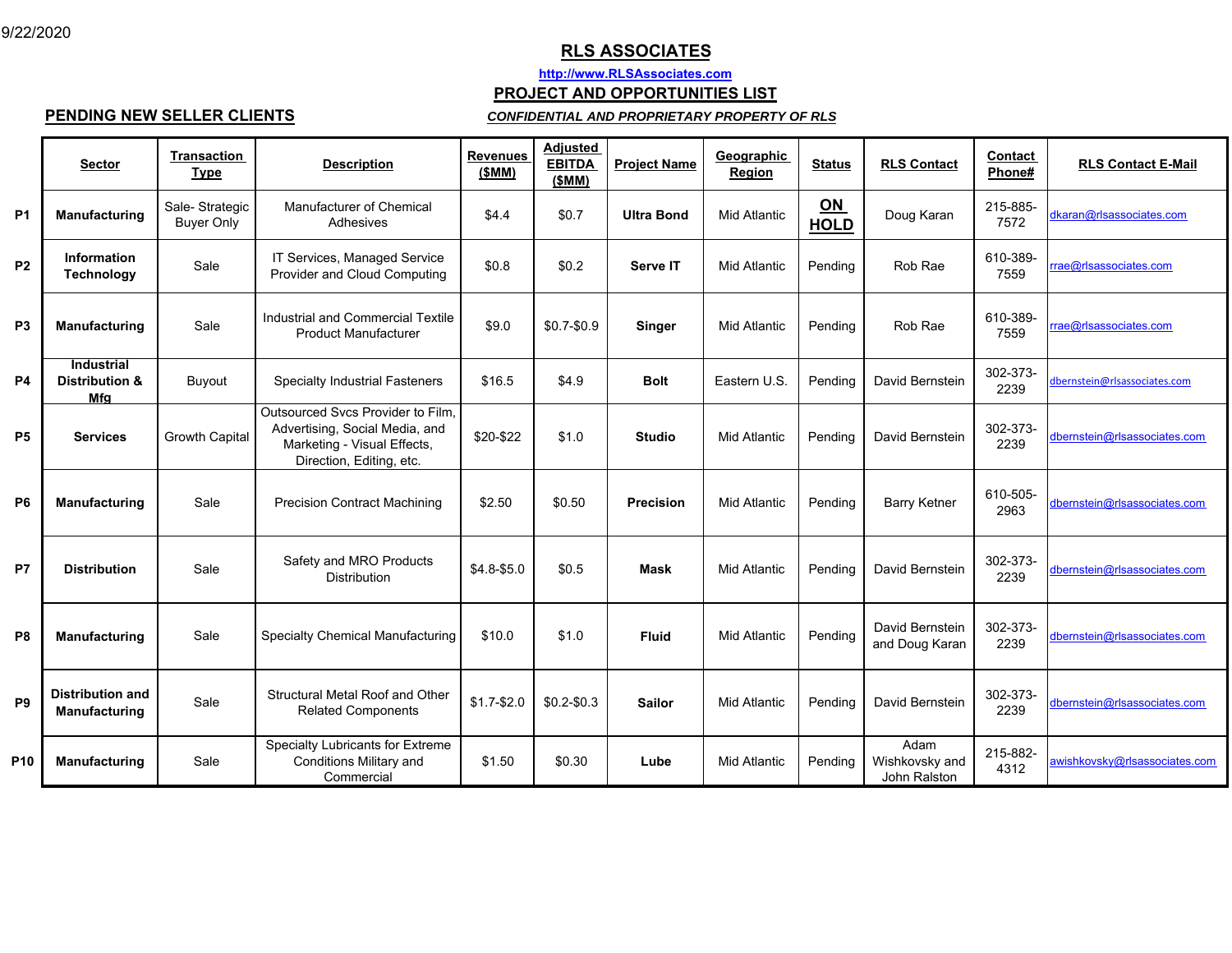9/22/2020

# RLS ASSOCIATES

http://www.RLSAssociates.com

## PROJECT AND OPPORTUNITIES LIST

**PENDING NEW SELLER CLIENTS**

***CONFIDENTIAL AND PROPRIETARY PROPERTY OF RLS***

| | Sector | Transaction Type | Description | Revenues ($MM) | Adjusted EBITDA ($MM) | Project Name | Geographic Region | Status | RLS Contact | Contact Phone# | RLS Contact E-Mail |
|---|---|---|---|---|---|---|---|---|---|---|---|
| **P1** | **Manufacturing** | Sale- Strategic Buyer Only | Manufacturer of Chemical Adhesives | $4.4 | $0.7 | **Ultra Bond** | Mid Atlantic | **ON HOLD** | Doug Karan | 215-885-7572 | dkaran@rlsassociates.com |
| **P2** | **Information Technology** | Sale | IT Services, Managed Service Provider and Cloud Computing | $0.8 | $0.2 | **Serve IT** | Mid Atlantic | Pending | Rob Rae | 610-389-7559 | rrae@rlsassociates.com |
| **P3** | **Manufacturing** | Sale | Industrial and Commercial Textile Product Manufacturer | $9.0 | $0.7-$0.9 | **Singer** | Mid Atlantic | Pending | Rob Rae | 610-389-7559 | rrae@rlsassociates.com |
| **P4** | **Industrial Distribution & Mfg** | Buyout | Specialty Industrial Fasteners | $16.5 | $4.9 | **Bolt** | Eastern U.S. | Pending | David Bernstein | 302-373-2239 | dbernstein@rlsassociates.com |
| **P5** | **Services** | Growth Capital | Outsourced Svcs Provider to Film, Advertising, Social Media, and Marketing - Visual Effects, Direction, Editing, etc. | $20-$22 | $1.0 | **Studio** | Mid Atlantic | Pending | David Bernstein | 302-373-2239 | dbernstein@rlsassociates.com |
| **P6** | **Manufacturing** | Sale | Precision Contract Machining | $2.50 | $0.50 | **Precision** | Mid Atlantic | Pending | Barry Ketner | 610-505-2963 | dbernstein@rlsassociates.com |
| **P7** | **Distribution** | Sale | Safety and MRO Products Distribution | $4.8-$5.0 | $0.5 | **Mask** | Mid Atlantic | Pending | David Bernstein | 302-373-2239 | dbernstein@rlsassociates.com |
| **P8** | **Manufacturing** | Sale | Specialty Chemical Manufacturing | $10.0 | $1.0 | **Fluid** | Mid Atlantic | Pending | David Bernstein and Doug Karan | 302-373-2239 | dbernstein@rlsassociates.com |
| **P9** | **Distribution and Manufacturing** | Sale | Structural Metal Roof and Other Related Components | $1.7-$2.0 | $0.2-$0.3 | **Sailor** | Mid Atlantic | Pending | David Bernstein | 302-373-2239 | dbernstein@rlsassociates.com |
| **P10** | **Manufacturing** | Sale | Specialty Lubricants for Extreme Conditions Military and Commercial | $1.50 | $0.30 | **Lube** | Mid Atlantic | Pending | Adam Wishkovsky and John Ralston | 215-882-4312 | awishkovsky@rlsassociates.com |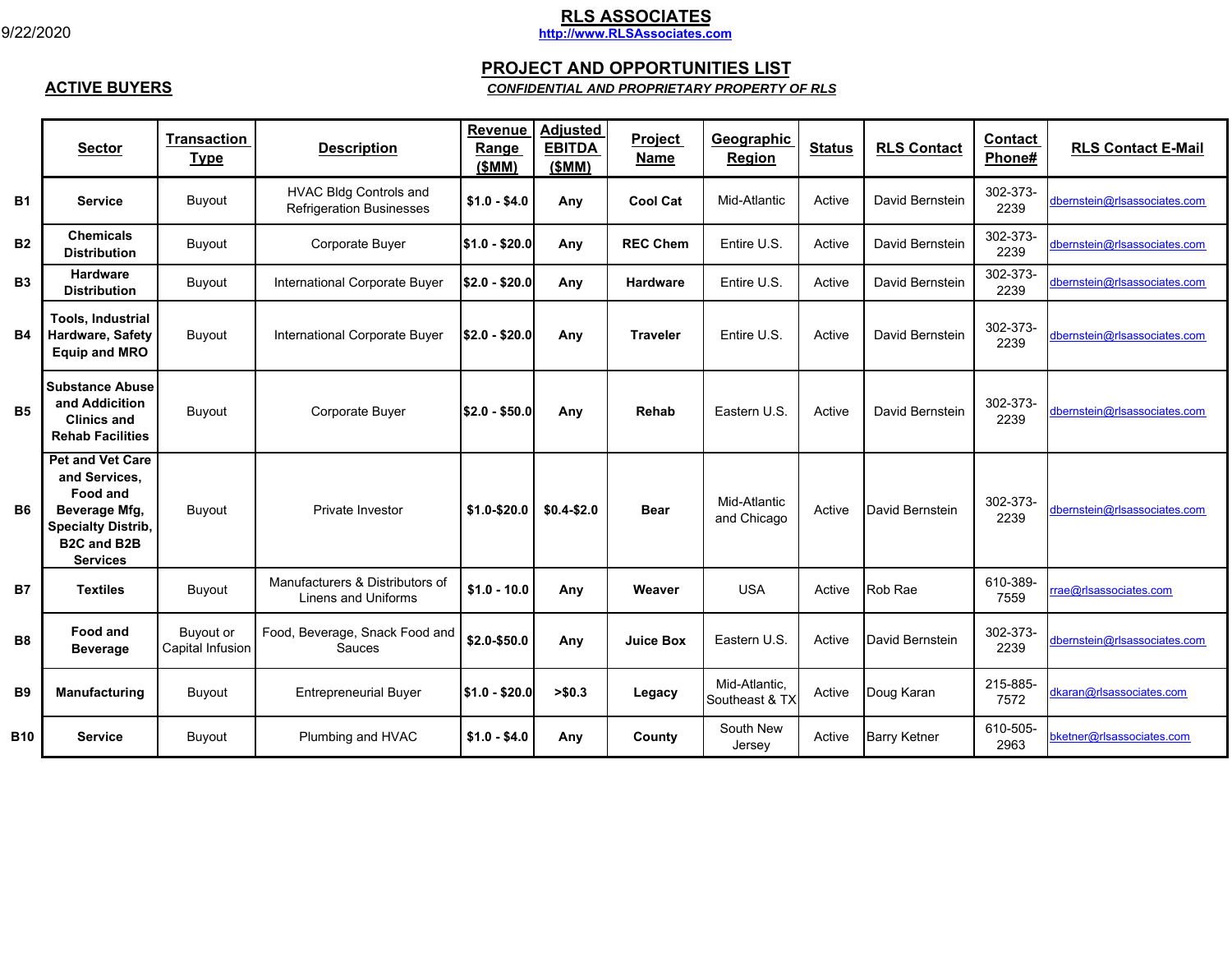9/22/2020

# RLS ASSOCIATES

http://www.RLSAssociates.com

## PROJECT AND OPPORTUNITIES LIST

***CONFIDENTIAL AND PROPRIETARY PROPERTY OF RLS***

## ACTIVE BUYERS

| | Sector | Transaction Type | Description | Revenue Range ($MM) | Adjusted EBITDA ($MM) | Project Name | Geographic Region | Status | RLS Contact | Contact Phone# | RLS Contact E-Mail |
|---|---|---|---|---|---|---|---|---|---|---|---|
| **B1** | **Service** | Buyout | HVAC Bldg Controls and Refrigeration Businesses | **$1.0 - $4.0** | **Any** | **Cool Cat** | Mid-Atlantic | Active | David Bernstein | 302-373-2239 | dbernstein@rlsassociates.com |
| **B2** | **Chemicals Distribution** | Buyout | Corporate Buyer | **$1.0 - $20.0** | **Any** | **REC Chem** | Entire U.S. | Active | David Bernstein | 302-373-2239 | dbernstein@rlsassociates.com |
| **B3** | **Hardware Distribution** | Buyout | International Corporate Buyer | **$2.0 - $20.0** | **Any** | **Hardware** | Entire U.S. | Active | David Bernstein | 302-373-2239 | dbernstein@rlsassociates.com |
| **B4** | **Tools, Industrial Hardware, Safety Equip and MRO** | Buyout | International Corporate Buyer | **$2.0 - $20.0** | **Any** | **Traveler** | Entire U.S. | Active | David Bernstein | 302-373-2239 | dbernstein@rlsassociates.com |
| **B5** | **Substance Abuse and Addicition Clinics and Rehab Facilities** | Buyout | Corporate Buyer | **$2.0 - $50.0** | **Any** | **Rehab** | Eastern U.S. | Active | David Bernstein | 302-373-2239 | dbernstein@rlsassociates.com |
| **B6** | **Pet and Vet Care and Services, Food and Beverage Mfg, Specialty Distrib, B2C and B2B Services** | Buyout | Private Investor | **$1.0-$20.0** | **$0.4-$2.0** | **Bear** | Mid-Atlantic and Chicago | Active | David Bernstein | 302-373-2239 | dbernstein@rlsassociates.com |
| **B7** | **Textiles** | Buyout | Manufacturers & Distributors of Linens and Uniforms | **$1.0 - 10.0** | **Any** | **Weaver** | USA | Active | Rob Rae | 610-389-7559 | rrae@rlsassociates.com |
| **B8** | **Food and Beverage** | Buyout or Capital Infusion | Food, Beverage, Snack Food and Sauces | **$2.0-$50.0** | **Any** | **Juice Box** | Eastern U.S. | Active | David Bernstein | 302-373-2239 | dbernstein@rlsassociates.com |
| **B9** | **Manufacturing** | Buyout | Entrepreneurial Buyer | **$1.0 - $20.0** | **>$0.3** | **Legacy** | Mid-Atlantic, Southeast & TX | Active | Doug Karan | 215-885-7572 | dkaran@rlsassociates.com |
| **B10** | **Service** | Buyout | Plumbing and HVAC | **$1.0 - $4.0** | **Any** | **County** | South New Jersey | Active | Barry Ketner | 610-505-2963 | bketner@rlsassociates.com |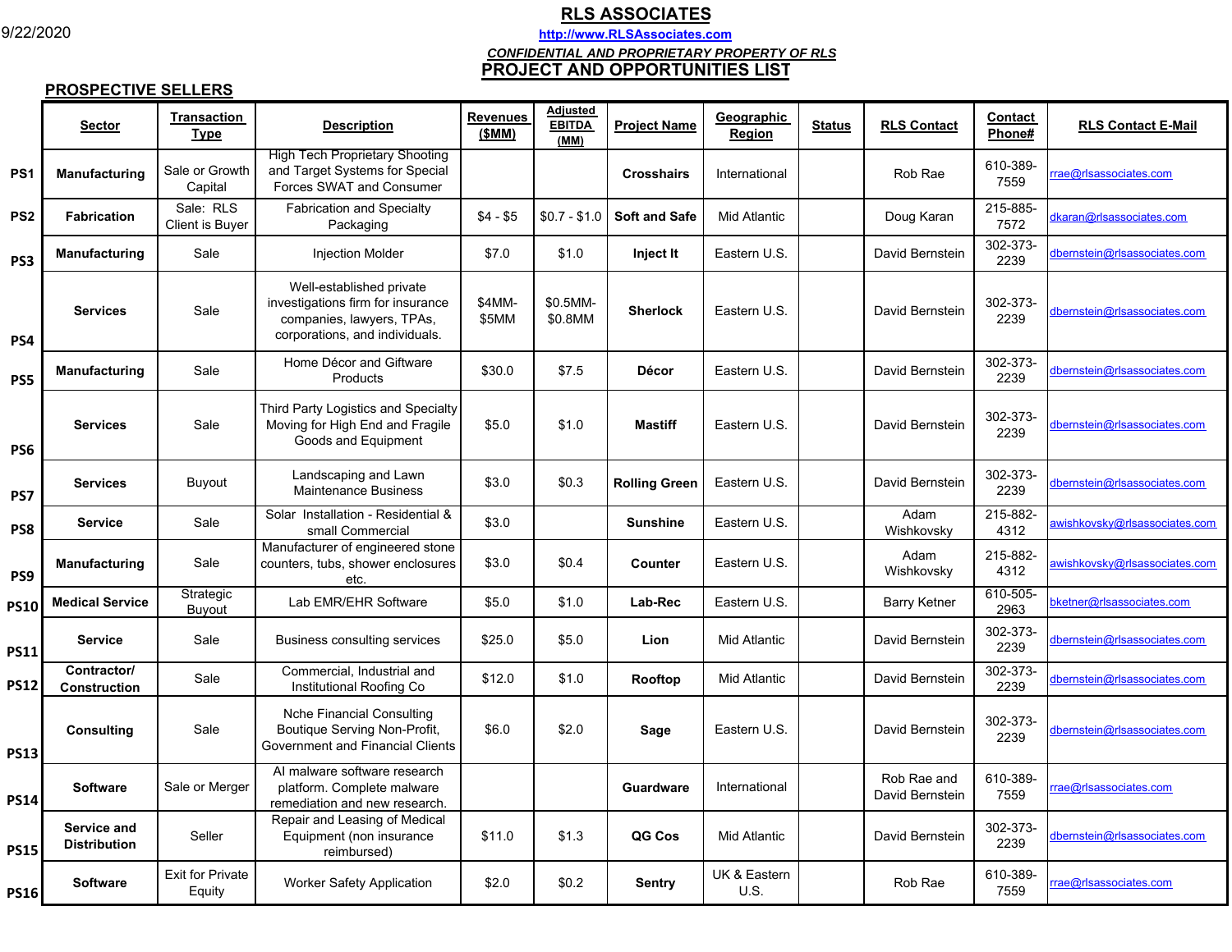9/22/2020

# RLS ASSOCIATES

http://www.RLSAssociates.com

*CONFIDENTIAL AND PROPRIETARY PROPERTY OF RLS*

## PROJECT AND OPPORTUNITIES LIST

### PROSPECTIVE SELLERS

| | Sector | Transaction Type | Description | Revenues ($MM) | Adjusted EBITDA (MM) | Project Name | Geographic Region | Status | RLS Contact | Contact Phone# | RLS Contact E-Mail |
|---|---|---|---|---|---|---|---|---|---|---|---|
| PS1 | Manufacturing | Sale or Growth Capital | High Tech Proprietary Shooting and Target Systems for Special Forces SWAT and Consumer | | | Crosshairs | International | | Rob Rae | 610-389-7559 | rrae@rlsassociates.com |
| PS2 | Fabrication | Sale: RLS Client is Buyer | Fabrication and Specialty Packaging | $4 - $5 | $0.7 - $1.0 | Soft and Safe | Mid Atlantic | | Doug Karan | 215-885-7572 | dkaran@rlsassociates.com |
| PS3 | Manufacturing | Sale | Injection Molder | $7.0 | $1.0 | Inject It | Eastern U.S. | | David Bernstein | 302-373-2239 | dbernstein@rlsassociates.com |
| PS4 | Services | Sale | Well-established private investigations firm for insurance companies, lawyers, TPAs, corporations, and individuals. | $4MM-$5MM | $0.5MM-$0.8MM | Sherlock | Eastern U.S. | | David Bernstein | 302-373-2239 | dbernstein@rlsassociates.com |
| PS5 | Manufacturing | Sale | Home Décor and Giftware Products | $30.0 | $7.5 | Décor | Eastern U.S. | | David Bernstein | 302-373-2239 | dbernstein@rlsassociates.com |
| PS6 | Services | Sale | Third Party Logistics and Specialty Moving for High End and Fragile Goods and Equipment | $5.0 | $1.0 | Mastiff | Eastern U.S. | | David Bernstein | 302-373-2239 | dbernstein@rlsassociates.com |
| PS7 | Services | Buyout | Landscaping and Lawn Maintenance Business | $3.0 | $0.3 | Rolling Green | Eastern U.S. | | David Bernstein | 302-373-2239 | dbernstein@rlsassociates.com |
| PS8 | Service | Sale | Solar Installation - Residential & small Commercial | $3.0 | | Sunshine | Eastern U.S. | | Adam Wishkovsky | 215-882-4312 | awishkovsky@rlsassociates.com |
| PS9 | Manufacturing | Sale | Manufacturer of engineered stone counters, tubs, shower enclosures etc. | $3.0 | $0.4 | Counter | Eastern U.S. | | Adam Wishkovsky | 215-882-4312 | awishkovsky@rlsassociates.com |
| PS10 | Medical Service | Strategic Buyout | Lab EMR/EHR Software | $5.0 | $1.0 | Lab-Rec | Eastern U.S. | | Barry Ketner | 610-505-2963 | bketner@rlsassociates.com |
| PS11 | Service | Sale | Business consulting services | $25.0 | $5.0 | Lion | Mid Atlantic | | David Bernstein | 302-373-2239 | dbernstein@rlsassociates.com |
| PS12 | Contractor/ Construction | Sale | Commercial, Industrial and Institutional Roofing Co | $12.0 | $1.0 | Rooftop | Mid Atlantic | | David Bernstein | 302-373-2239 | dbernstein@rlsassociates.com |
| PS13 | Consulting | Sale | Nche Financial Consulting Boutique Serving Non-Profit, Government and Financial Clients | $6.0 | $2.0 | Sage | Eastern U.S. | | David Bernstein | 302-373-2239 | dbernstein@rlsassociates.com |
| PS14 | Software | Sale or Merger | AI malware software research platform. Complete malware remediation and new research. | | | Guardware | International | | Rob Rae and David Bernstein | 610-389-7559 | rrae@rlsassociates.com |
| PS15 | Service and Distribution | Seller | Repair and Leasing of Medical Equipment (non insurance reimbursed) | $11.0 | $1.3 | QG Cos | Mid Atlantic | | David Bernstein | 302-373-2239 | dbernstein@rlsassociates.com |
| PS16 | Software | Exit for Private Equity | Worker Safety Application | $2.0 | $0.2 | Sentry | UK & Eastern U.S. | | Rob Rae | 610-389-7559 | rrae@rlsassociates.com |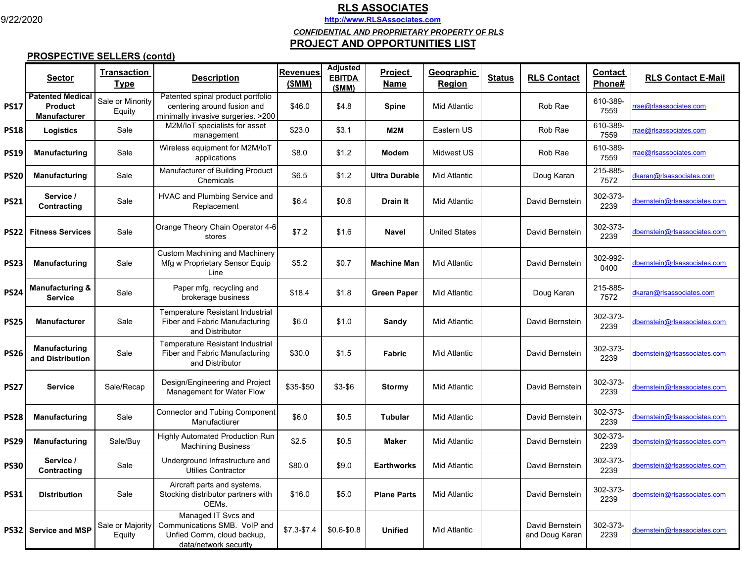9/22/2020

# RLS ASSOCIATES

http://www.RLSAssociates.com

***CONFIDENTIAL AND PROPRIETARY PROPERTY OF RLS***

## PROJECT AND OPPORTUNITIES LIST

### PROSPECTIVE SELLERS (contd)

| | Sector | Transaction Type | Description | Revenues ($MM) | Adjusted EBITDA ($MM) | Project Name | Geographic Region | Status | RLS Contact | Contact Phone# | RLS Contact E-Mail |
|---|---|---|---|---|---|---|---|---|---|---|---|
| **PS17** | **Patented Medical Product Manufacturer** | Sale or Minority Equity | Patented spinal product portfolio centering around fusion and minimally invasive surgeries. >200 | $46.0 | $4.8 | **Spine** | Mid Atlantic | | Rob Rae | 610-389-7559 | rrae@rlsassociates.com |
| **PS18** | **Logistics** | Sale | M2M/IoT specialists for asset management | $23.0 | $3.1 | **M2M** | Eastern US | | Rob Rae | 610-389-7559 | rrae@rlsassociates.com |
| **PS19** | **Manufacturing** | Sale | Wireless equipment for M2M/IoT applications | $8.0 | $1.2 | **Modem** | Midwest US | | Rob Rae | 610-389-7559 | rrae@rlsassociates.com |
| **PS20** | **Manufacturing** | Sale | Manufacturer of Building Product Chemicals | $6.5 | $1.2 | **Ultra Durable** | Mid Atlantic | | Doug Karan | 215-885-7572 | dkaran@rlsassociates.com |
| **PS21** | **Service / Contracting** | Sale | HVAC and Plumbing Service and Replacement | $6.4 | $0.6 | **Drain It** | Mid Atlantic | | David Bernstein | 302-373-2239 | dbernstein@rlsassociates.com |
| **PS22** | **Fitness Services** | Sale | Orange Theory Chain Operator 4-6 stores | $7.2 | $1.6 | **Navel** | United States | | David Bernstein | 302-373-2239 | dbernstein@rlsassociates.com |
| **PS23** | **Manufacturing** | Sale | Custom Machining and Machinery Mfg w Proprietary Sensor Equip Line | $5.2 | $0.7 | **Machine Man** | Mid Atlantic | | David Bernstein | 302-992-0400 | dbernstein@rlsassociates.com |
| **PS24** | **Manufacturing & Service** | Sale | Paper mfg, recycling and brokerage business | $18.4 | $1.8 | **Green Paper** | Mid Atlantic | | Doug Karan | 215-885-7572 | dkaran@rlsassociates.com |
| **PS25** | **Manufacturer** | Sale | Temperature Resistant Industrial Fiber and Fabric Manufacturing and Distributor | $6.0 | $1.0 | **Sandy** | Mid Atlantic | | David Bernstein | 302-373-2239 | dbernstein@rlsassociates.com |
| **PS26** | **Manufacturing and Distribution** | Sale | Temperature Resistant Industrial Fiber and Fabric Manufacturing and Distributor | $30.0 | $1.5 | **Fabric** | Mid Atlantic | | David Bernstein | 302-373-2239 | dbernstein@rlsassociates.com |
| **PS27** | **Service** | Sale/Recap | Design/Engineering and Project Management for Water Flow | $35-$50 | $3-$6 | **Stormy** | Mid Atlantic | | David Bernstein | 302-373-2239 | dbernstein@rlsassociates.com |
| **PS28** | **Manufacturing** | Sale | Connector and Tubing Component Manufactiurer | $6.0 | $0.5 | **Tubular** | Mid Atlantic | | David Bernstein | 302-373-2239 | dbernstein@rlsassociates.com |
| **PS29** | **Manufacturing** | Sale/Buy | Highly Automated Production Run Machining Business | $2.5 | $0.5 | **Maker** | Mid Atlantic | | David Bernstein | 302-373-2239 | dbernstein@rlsassociates.com |
| **PS30** | **Service / Contracting** | Sale | Underground Infrastructure and Utilies Contractor | $80.0 | $9.0 | **Earthworks** | Mid Atlantic | | David Bernstein | 302-373-2239 | dbernstein@rlsassociates.com |
| **PS31** | **Distribution** | Sale | Aircraft parts and systems. Stocking distributor partners with OEMs. | $16.0 | $5.0 | **Plane Parts** | Mid Atlantic | | David Bernstein | 302-373-2239 | dbernstein@rlsassociates.com |
| **PS32** | **Service and MSP** | Sale or Majority Equity | Managed IT Svcs and Communications SMB. VoIP and Unfied Comm, cloud backup, data/network security | $7.3-$7.4 | $0.6-$0.8 | **Unified** | Mid Atlantic | | David Bernstein and Doug Karan | 302-373-2239 | dbernstein@rlsassociates.com |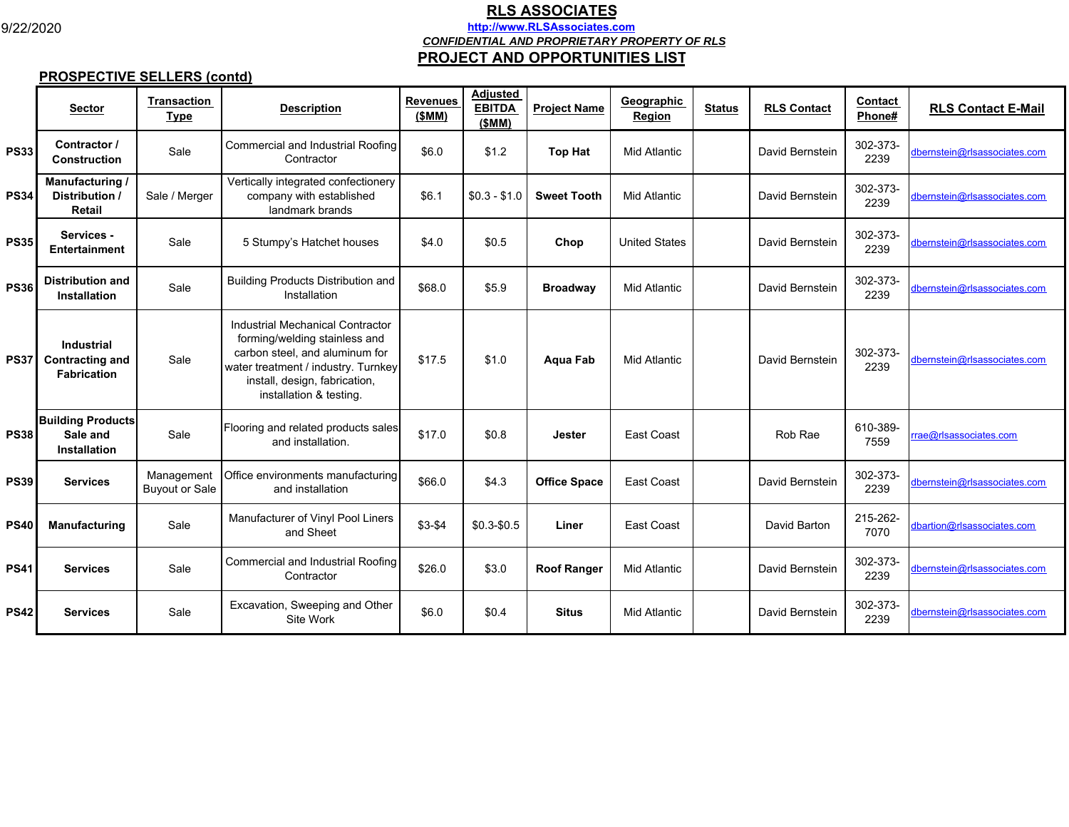9/22/2020

# RLS ASSOCIATES

**http://www.RLSAssociates.com**

***CONFIDENTIAL AND PROPRIETARY PROPERTY OF RLS***

## PROJECT AND OPPORTUNITIES LIST

### PROSPECTIVE SELLERS (contd)

| | Sector | Transaction Type | Description | Revenues ($MM) | Adjusted EBITDA ($MM) | Project Name | Geographic Region | Status | RLS Contact | Contact Phone# | RLS Contact E-Mail |
|---|---|---|---|---|---|---|---|---|---|---|---|
| **PS33** | **Contractor / Construction** | Sale | Commercial and Industrial Roofing Contractor | $6.0 | $1.2 | **Top Hat** | Mid Atlantic | | David Bernstein | 302-373-2239 | dbernstein@rlsassociates.com |
| **PS34** | **Manufacturing / Distribution / Retail** | Sale / Merger | Vertically integrated confectionery company with established landmark brands | $6.1 | $0.3 - $1.0 | **Sweet Tooth** | Mid Atlantic | | David Bernstein | 302-373-2239 | dbernstein@rlsassociates.com |
| **PS35** | **Services - Entertainment** | Sale | 5 Stumpy's Hatchet houses | $4.0 | $0.5 | **Chop** | United States | | David Bernstein | 302-373-2239 | dbernstein@rlsassociates.com |
| **PS36** | **Distribution and Installation** | Sale | Building Products Distribution and Installation | $68.0 | $5.9 | **Broadway** | Mid Atlantic | | David Bernstein | 302-373-2239 | dbernstein@rlsassociates.com |
| **PS37** | **Industrial Contracting and Fabrication** | Sale | Industrial Mechanical Contractor forming/welding stainless and carbon steel, and aluminum for water treatment / industry. Turnkey install, design, fabrication, installation & testing. | $17.5 | $1.0 | **Aqua Fab** | Mid Atlantic | | David Bernstein | 302-373-2239 | dbernstein@rlsassociates.com |
| **PS38** | **Building Products Sale and Installation** | Sale | Flooring and related products sales and installation. | $17.0 | $0.8 | **Jester** | East Coast | | Rob Rae | 610-389-7559 | rrae@rlsassociates.com |
| **PS39** | **Services** | Management Buyout or Sale | Office environments manufacturing and installation | $66.0 | $4.3 | **Office Space** | East Coast | | David Bernstein | 302-373-2239 | dbernstein@rlsassociates.com |
| **PS40** | **Manufacturing** | Sale | Manufacturer of Vinyl Pool Liners and Sheet | $3-$4 | $0.3-$0.5 | **Liner** | East Coast | | David Barton | 215-262-7070 | dbartion@rlsassociates.com |
| **PS41** | **Services** | Sale | Commercial and Industrial Roofing Contractor | $26.0 | $3.0 | **Roof Ranger** | Mid Atlantic | | David Bernstein | 302-373-2239 | dbernstein@rlsassociates.com |
| **PS42** | **Services** | Sale | Excavation, Sweeping and Other Site Work | $6.0 | $0.4 | **Situs** | Mid Atlantic | | David Bernstein | 302-373-2239 | dbernstein@rlsassociates.com |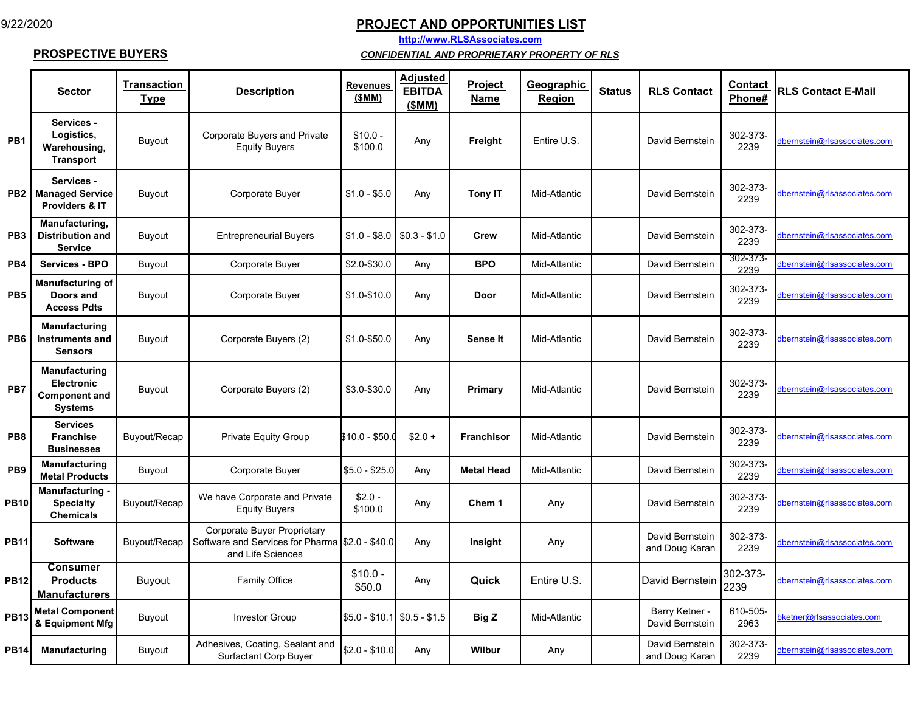9/22/2020

# PROJECT AND OPPORTUNITIES LIST

http://www.RLSAssociates.com

***CONFIDENTIAL AND PROPRIETARY PROPERTY OF RLS***

## PROSPECTIVE BUYERS

| | Sector | Transaction Type | Description | Revenues ($MM) | Adjusted EBITDA ($MM) | Project Name | Geographic Region | Status | RLS Contact | Contact Phone# | RLS Contact E-Mail |
|---|---|---|---|---|---|---|---|---|---|---|---|
| **PB1** | **Services - Logistics, Warehousing, Transport** | Buyout | Corporate Buyers and Private Equity Buyers | $10.0 - $100.0 | Any | **Freight** | Entire U.S. | | David Bernstein | 302-373-2239 | dbernstein@rlsassociates.com |
| **PB2** | **Services - Managed Service Providers & IT** | Buyout | Corporate Buyer | $1.0 - $5.0 | Any | **Tony IT** | Mid-Atlantic | | David Bernstein | 302-373-2239 | dbernstein@rlsassociates.com |
| **PB3** | **Manufacturing, Distribution and Service** | Buyout | Entrepreneurial Buyers | $1.0 - $8.0 | $0.3 - $1.0 | **Crew** | Mid-Atlantic | | David Bernstein | 302-373-2239 | dbernstein@rlsassociates.com |
| **PB4** | **Services - BPO** | Buyout | Corporate Buyer | $2.0-$30.0 | Any | **BPO** | Mid-Atlantic | | David Bernstein | 302-373-2239 | dbernstein@rlsassociates.com |
| **PB5** | **Manufacturing of Doors and Access Pdts** | Buyout | Corporate Buyer | $1.0-$10.0 | Any | **Door** | Mid-Atlantic | | David Bernstein | 302-373-2239 | dbernstein@rlsassociates.com |
| **PB6** | **Manufacturing Instruments and Sensors** | Buyout | Corporate Buyers (2) | $1.0-$50.0 | Any | **Sense It** | Mid-Atlantic | | David Bernstein | 302-373-2239 | dbernstein@rlsassociates.com |
| **PB7** | **Manufacturing Electronic Component and Systems** | Buyout | Corporate Buyers (2) | $3.0-$30.0 | Any | **Primary** | Mid-Atlantic | | David Bernstein | 302-373-2239 | dbernstein@rlsassociates.com |
| **PB8** | **Services Franchise Businesses** | Buyout/Recap | Private Equity Group | $10.0 - $50.0 | $2.0 + | **Franchisor** | Mid-Atlantic | | David Bernstein | 302-373-2239 | dbernstein@rlsassociates.com |
| **PB9** | **Manufacturing Metal Products** | Buyout | Corporate Buyer | $5.0 - $25.0 | Any | **Metal Head** | Mid-Atlantic | | David Bernstein | 302-373-2239 | dbernstein@rlsassociates.com |
| **PB10** | **Manufacturing - Specialty Chemicals** | Buyout/Recap | We have Corporate and Private Equity Buyers | $2.0 - $100.0 | Any | **Chem 1** | Any | | David Bernstein | 302-373-2239 | dbernstein@rlsassociates.com |
| **PB11** | **Software** | Buyout/Recap | Corporate Buyer Proprietary Software and Services for Pharma and Life Sciences | $2.0 - $40.0 | Any | **Insight** | Any | | David Bernstein and Doug Karan | 302-373-2239 | dbernstein@rlsassociates.com |
| **PB12** | **Consumer Products Manufacturers** | Buyout | Family Office | $10.0 - $50.0 | Any | **Quick** | Entire U.S. | | David Bernstein | 302-373-2239 | dbernstein@rlsassociates.com |
| **PB13** | **Metal Component & Equipment Mfg** | Buyout | Investor Group | $5.0 - $10.1 | $0.5 - $1.5 | **Big Z** | Mid-Atlantic | | Barry Ketner - David Bernstein | 610-505-2963 | bketner@rlsassociates.com |
| **PB14** | **Manufacturing** | Buyout | Adhesives, Coating, Sealant and Surfactant Corp Buyer | $2.0 - $10.0 | Any | **Wilbur** | Any | | David Bernstein and Doug Karan | 302-373-2239 | dbernstein@rlsassociates.com |